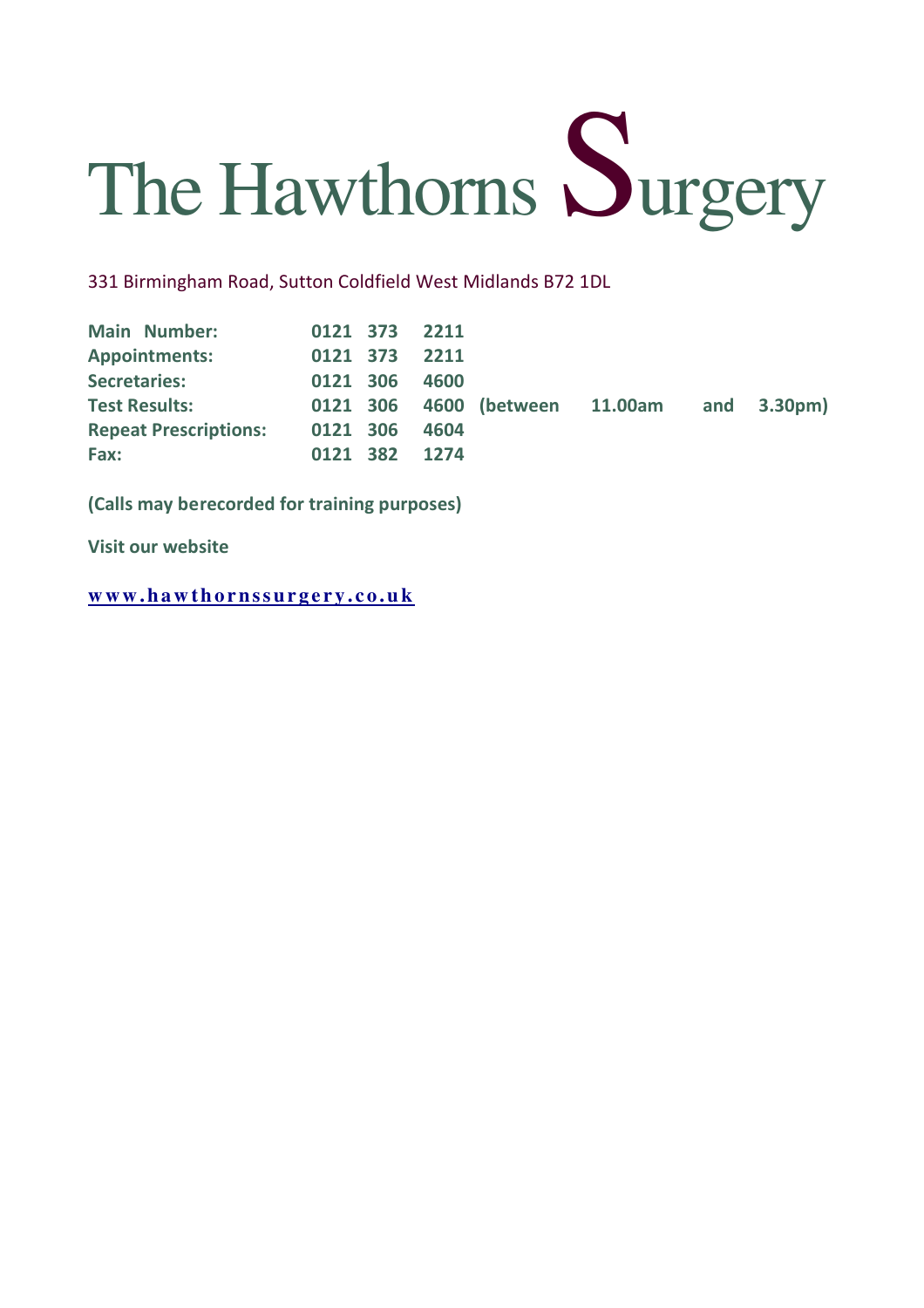# The Hawthorns Surgery

331 Birmingham Road, Sutton Coldfield West Midlands B72 1DL

| | |
|---|---|
| **Main Number:** | **0121 373 2211** |
| **Appointments:** | **0121 373 2211** |
| **Secretaries:** | **0121 306 4600** |
| **Test Results:** | **0121 306 4600 (between 11.00am and 3.30pm)** |
| **Repeat Prescriptions:** | **0121 306 4604** |
| **Fax:** | **0121 382 1274** |

**(Calls may berecorded for training purposes)**

**Visit our website**

**www.hawthornssurgery.co.uk**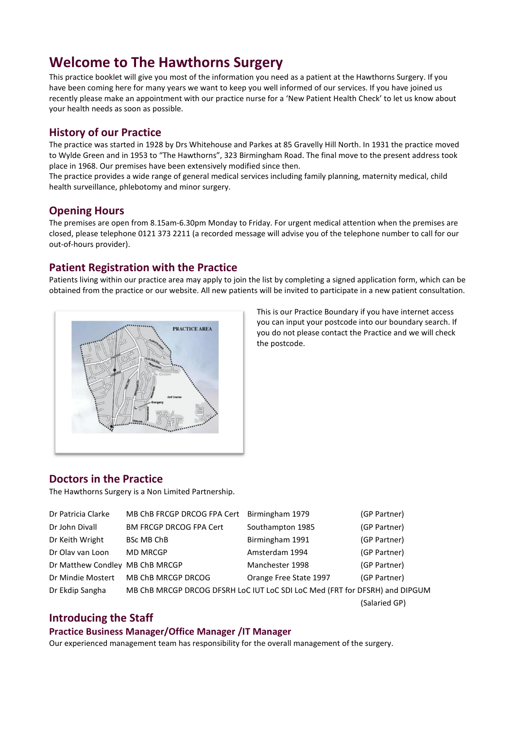# Welcome to The Hawthorns Surgery

This practice booklet will give you most of the information you need as a patient at the Hawthorns Surgery. If you have been coming here for many years we want to keep you well informed of our services. If you have joined us recently please make an appointment with our practice nurse for a 'New Patient Health Check' to let us know about your health needs as soon as possible.

## History of our Practice

The practice was started in 1928 by Drs Whitehouse and Parkes at 85 Gravelly Hill North. In 1931 the practice moved to Wylde Green and in 1953 to "The Hawthorns", 323 Birmingham Road. The final move to the present address took place in 1968. Our premises have been extensively modified since then.

The practice provides a wide range of general medical services including family planning, maternity medical, child health surveillance, phlebotomy and minor surgery.

## Opening Hours

The premises are open from 8.15am-6.30pm Monday to Friday. For urgent medical attention when the premises are closed, please telephone 0121 373 2211 (a recorded message will advise you of the telephone number to call for our out-of-hours provider).

## Patient Registration with the Practice

Patients living within our practice area may apply to join the list by completing a signed application form, which can be obtained from the practice or our website. All new patients will be invited to participate in a new patient consultation.

This is our Practice Boundary if you have internet access you can input your postcode into our boundary search. If you do not please contact the Practice and we will check the postcode.

## Doctors in the Practice

The Hawthorns Surgery is a Non Limited Partnership.

| | | | |
|---|---|---|---|
| Dr Patricia Clarke | MB ChB FRCGP DRCOG FPA Cert | Birmingham 1979 | (GP Partner) |
| Dr John Divall | BM FRCGP DRCOG FPA Cert | Southampton 1985 | (GP Partner) |
| Dr Keith Wright | BSc MB ChB | Birmingham 1991 | (GP Partner) |
| Dr Olav van Loon | MD MRCGP | Amsterdam 1994 | (GP Partner) |
| Dr Matthew Condley | MB ChB MRCGP | Manchester 1998 | (GP Partner) |
| Dr Mindie Mostert | MB ChB MRCGP DRCOG | Orange Free State 1997 | (GP Partner) |
| Dr Ekdip Sangha | MB ChB MRCGP DRCOG DFSRH LoC IUT LoC SDI LoC Med (FRT for DFSRH) and DIPGUM | | (Salaried GP) |

## Introducing the Staff

### Practice Business Manager/Office Manager /IT Manager

Our experienced management team has responsibility for the overall management of the surgery.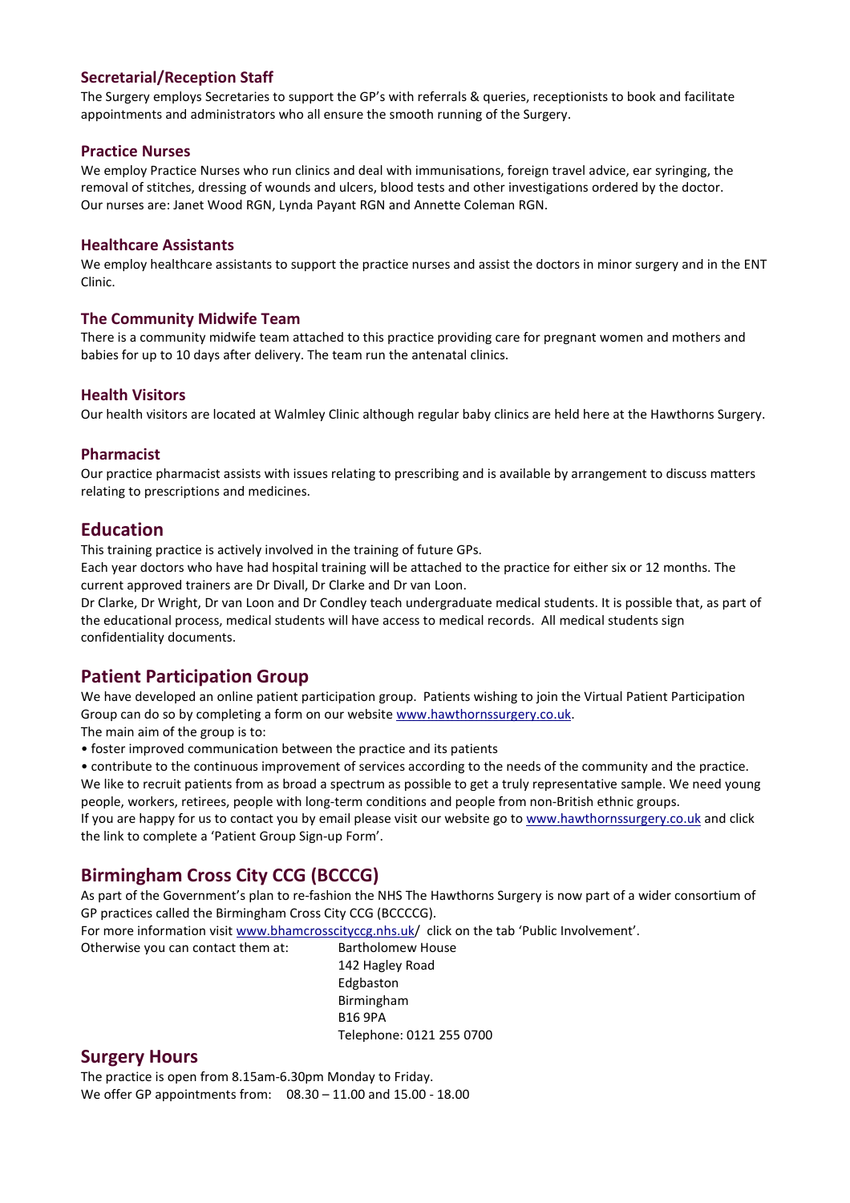### Secretarial/Reception Staff

The Surgery employs Secretaries to support the GP's with referrals & queries, receptionists to book and facilitate appointments and administrators who all ensure the smooth running of the Surgery.

### Practice Nurses

We employ Practice Nurses who run clinics and deal with immunisations, foreign travel advice, ear syringing, the removal of stitches, dressing of wounds and ulcers, blood tests and other investigations ordered by the doctor.
Our nurses are: Janet Wood RGN, Lynda Payant RGN and Annette Coleman RGN.

### Healthcare Assistants

We employ healthcare assistants to support the practice nurses and assist the doctors in minor surgery and in the ENT Clinic.

### The Community Midwife Team

There is a community midwife team attached to this practice providing care for pregnant women and mothers and babies for up to 10 days after delivery. The team run the antenatal clinics.

### Health Visitors

Our health visitors are located at Walmley Clinic although regular baby clinics are held here at the Hawthorns Surgery.

### Pharmacist

Our practice pharmacist assists with issues relating to prescribing and is available by arrangement to discuss matters relating to prescriptions and medicines.

## Education

This training practice is actively involved in the training of future GPs.
Each year doctors who have had hospital training will be attached to the practice for either six or 12 months. The current approved trainers are Dr Divall, Dr Clarke and Dr van Loon.
Dr Clarke, Dr Wright, Dr van Loon and Dr Condley teach undergraduate medical students. It is possible that, as part of the educational process, medical students will have access to medical records. All medical students sign confidentiality documents.

## Patient Participation Group

We have developed an online patient participation group. Patients wishing to join the Virtual Patient Participation Group can do so by completing a form on our website www.hawthornssurgery.co.uk.
The main aim of the group is to:

- foster improved communication between the practice and its patients
- contribute to the continuous improvement of services according to the needs of the community and the practice.

We like to recruit patients from as broad a spectrum as possible to get a truly representative sample. We need young people, workers, retirees, people with long-term conditions and people from non-British ethnic groups.
If you are happy for us to contact you by email please visit our website go to www.hawthornssurgery.co.uk and click the link to complete a 'Patient Group Sign-up Form'.

## Birmingham Cross City CCG (BCCCG)

As part of the Government's plan to re-fashion the NHS The Hawthorns Surgery is now part of a wider consortium of GP practices called the Birmingham Cross City CCG (BCCCCG).
For more information visit www.bhamcrosscityccg.nhs.uk/ click on the tab 'Public Involvement'.
Otherwise you can contact them at:

Bartholomew House
142 Hagley Road
Edgbaston
Birmingham
B16 9PA
Telephone: 0121 255 0700

## Surgery Hours

The practice is open from 8.15am-6.30pm Monday to Friday.
We offer GP appointments from: 08.30 – 11.00 and 15.00 - 18.00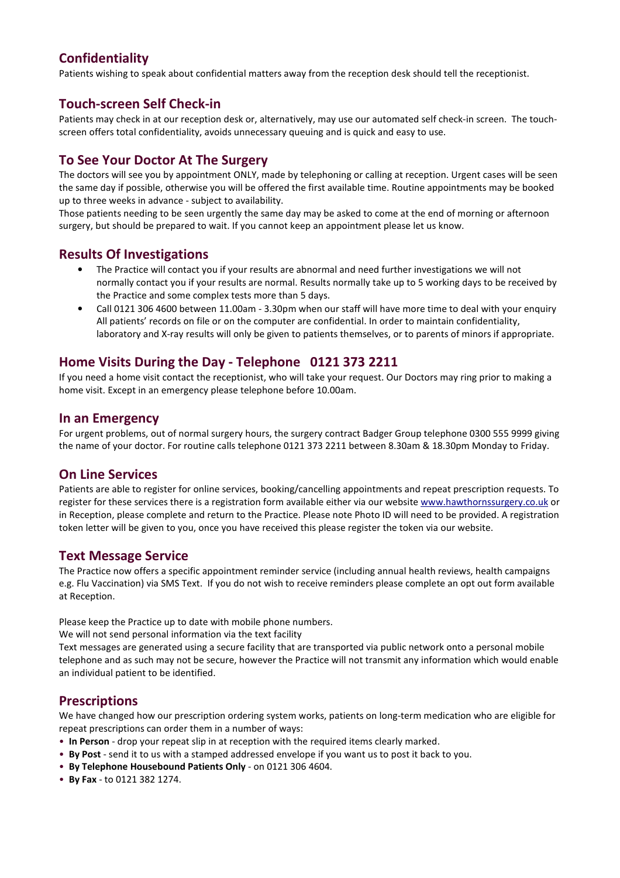## Confidentiality

Patients wishing to speak about confidential matters away from the reception desk should tell the receptionist.

## Touch-screen Self Check-in

Patients may check in at our reception desk or, alternatively, may use our automated self check-in screen. The touch-screen offers total confidentiality, avoids unnecessary queuing and is quick and easy to use.

## To See Your Doctor At The Surgery

The doctors will see you by appointment ONLY, made by telephoning or calling at reception. Urgent cases will be seen the same day if possible, otherwise you will be offered the first available time. Routine appointments may be booked up to three weeks in advance - subject to availability.

Those patients needing to be seen urgently the same day may be asked to come at the end of morning or afternoon surgery, but should be prepared to wait. If you cannot keep an appointment please let us know.

## Results Of Investigations

- The Practice will contact you if your results are abnormal and need further investigations we will not normally contact you if your results are normal. Results normally take up to 5 working days to be received by the Practice and some complex tests more than 5 days.
- Call 0121 306 4600 between 11.00am - 3.30pm when our staff will have more time to deal with your enquiry All patients' records on file or on the computer are confidential. In order to maintain confidentiality, laboratory and X-ray results will only be given to patients themselves, or to parents of minors if appropriate.

## Home Visits During the Day - Telephone 0121 373 2211

If you need a home visit contact the receptionist, who will take your request. Our Doctors may ring prior to making a home visit. Except in an emergency please telephone before 10.00am.

## In an Emergency

For urgent problems, out of normal surgery hours, the surgery contract Badger Group telephone 0300 555 9999 giving the name of your doctor. For routine calls telephone 0121 373 2211 between 8.30am & 18.30pm Monday to Friday.

## On Line Services

Patients are able to register for online services, booking/cancelling appointments and repeat prescription requests. To register for these services there is a registration form available either via our website www.hawthornssurgery.co.uk or in Reception, please complete and return to the Practice. Please note Photo ID will need to be provided. A registration token letter will be given to you, once you have received this please register the token via our website.

## Text Message Service

The Practice now offers a specific appointment reminder service (including annual health reviews, health campaigns e.g. Flu Vaccination) via SMS Text. If you do not wish to receive reminders please complete an opt out form available at Reception.

Please keep the Practice up to date with mobile phone numbers.

We will not send personal information via the text facility

Text messages are generated using a secure facility that are transported via public network onto a personal mobile telephone and as such may not be secure, however the Practice will not transmit any information which would enable an individual patient to be identified.

## Prescriptions

We have changed how our prescription ordering system works, patients on long-term medication who are eligible for repeat prescriptions can order them in a number of ways:

- **In Person** - drop your repeat slip in at reception with the required items clearly marked.
- **By Post** - send it to us with a stamped addressed envelope if you want us to post it back to you.
- **By Telephone Housebound Patients Only** - on 0121 306 4604.
- **By Fax** - to 0121 382 1274.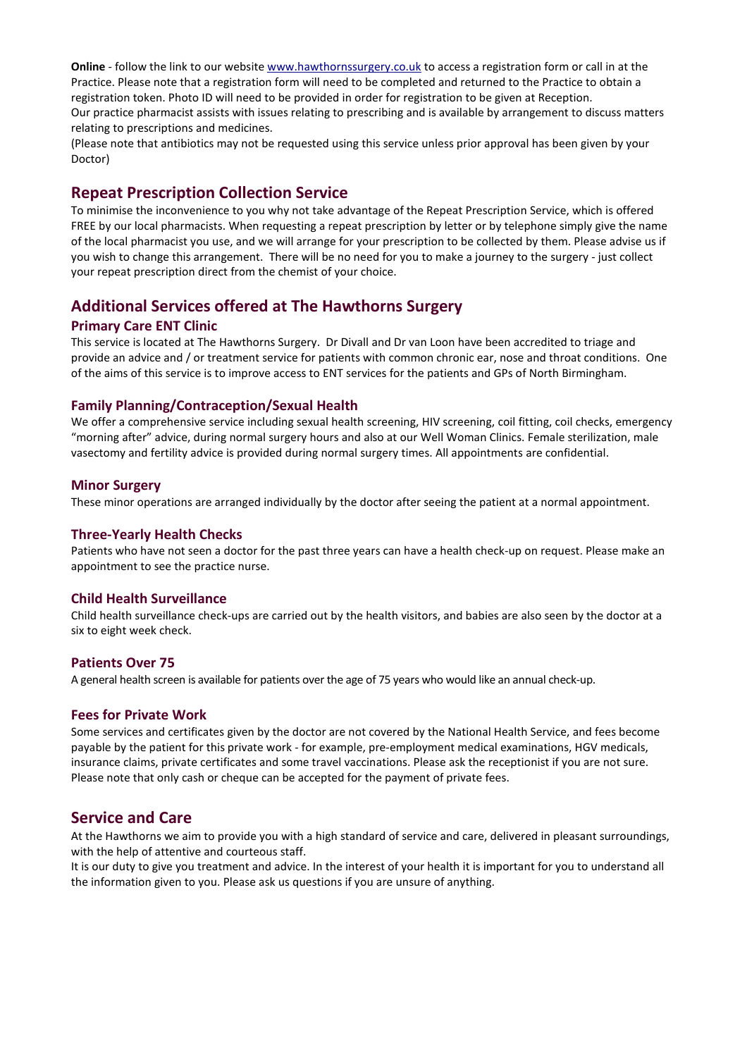**Online** - follow the link to our website [www.hawthornssurgery.co.uk](www.hawthornssurgery.co.uk) to access a registration form or call in at the Practice. Please note that a registration form will need to be completed and returned to the Practice to obtain a registration token. Photo ID will need to be provided in order for registration to be given at Reception.
Our practice pharmacist assists with issues relating to prescribing and is available by arrangement to discuss matters relating to prescriptions and medicines.
(Please note that antibiotics may not be requested using this service unless prior approval has been given by your Doctor)

## Repeat Prescription Collection Service

To minimise the inconvenience to you why not take advantage of the Repeat Prescription Service, which is offered FREE by our local pharmacists. When requesting a repeat prescription by letter or by telephone simply give the name of the local pharmacist you use, and we will arrange for your prescription to be collected by them. Please advise us if you wish to change this arrangement. There will be no need for you to make a journey to the surgery - just collect your repeat prescription direct from the chemist of your choice.

## Additional Services offered at The Hawthorns Surgery

### Primary Care ENT Clinic

This service is located at The Hawthorns Surgery. Dr Divall and Dr van Loon have been accredited to triage and provide an advice and / or treatment service for patients with common chronic ear, nose and throat conditions. One of the aims of this service is to improve access to ENT services for the patients and GPs of North Birmingham.

### Family Planning/Contraception/Sexual Health

We offer a comprehensive service including sexual health screening, HIV screening, coil fitting, coil checks, emergency "morning after" advice, during normal surgery hours and also at our Well Woman Clinics. Female sterilization, male vasectomy and fertility advice is provided during normal surgery times. All appointments are confidential.

### Minor Surgery

These minor operations are arranged individually by the doctor after seeing the patient at a normal appointment.

### Three-Yearly Health Checks

Patients who have not seen a doctor for the past three years can have a health check-up on request. Please make an appointment to see the practice nurse.

### Child Health Surveillance

Child health surveillance check-ups are carried out by the health visitors, and babies are also seen by the doctor at a six to eight week check.

### Patients Over 75

A general health screen is available for patients over the age of 75 years who would like an annual check-up.

### Fees for Private Work

Some services and certificates given by the doctor are not covered by the National Health Service, and fees become payable by the patient for this private work - for example, pre-employment medical examinations, HGV medicals, insurance claims, private certificates and some travel vaccinations. Please ask the receptionist if you are not sure. Please note that only cash or cheque can be accepted for the payment of private fees.

## Service and Care

At the Hawthorns we aim to provide you with a high standard of service and care, delivered in pleasant surroundings, with the help of attentive and courteous staff.
It is our duty to give you treatment and advice. In the interest of your health it is important for you to understand all the information given to you. Please ask us questions if you are unsure of anything.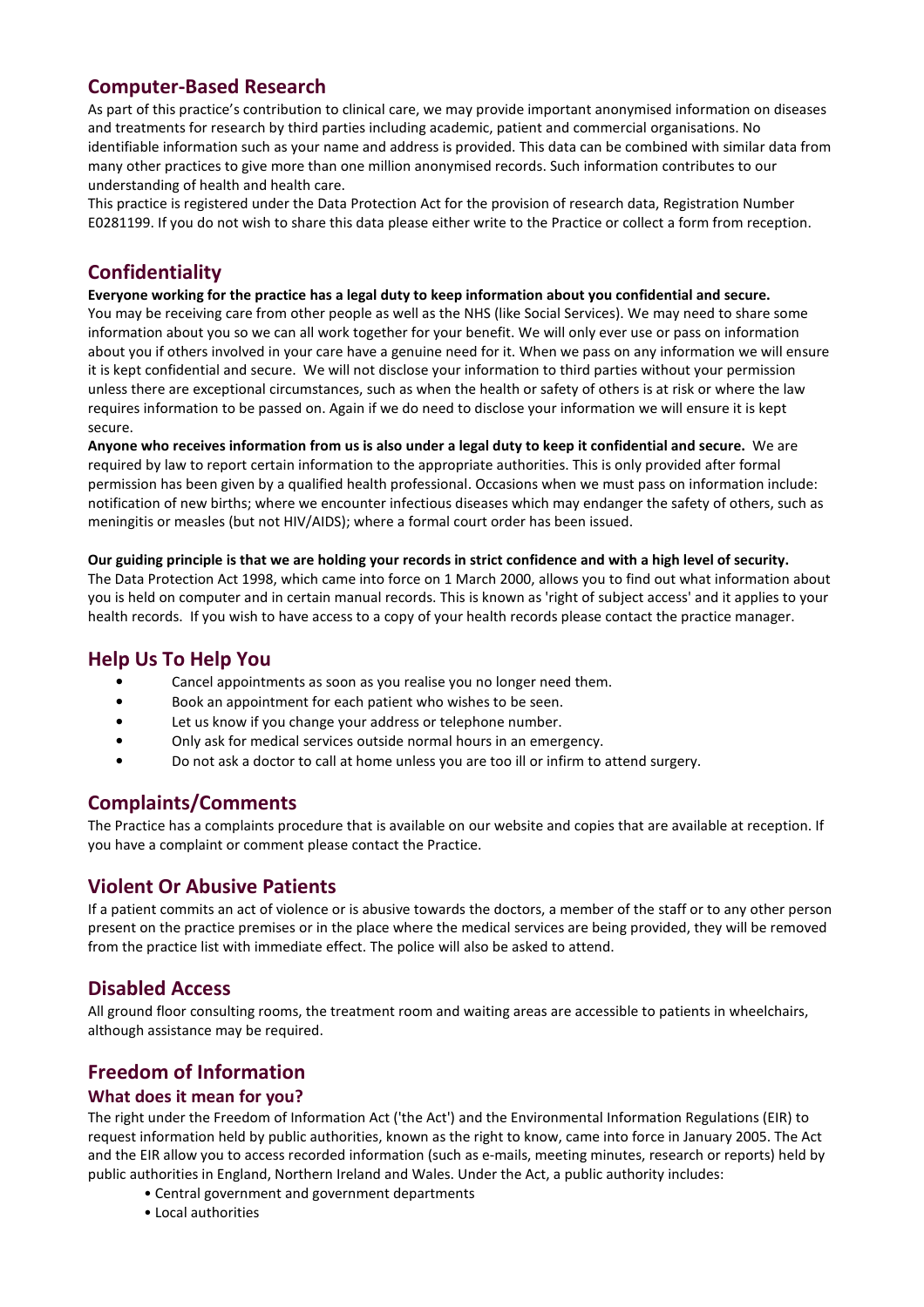## Computer-Based Research

As part of this practice's contribution to clinical care, we may provide important anonymised information on diseases and treatments for research by third parties including academic, patient and commercial organisations. No identifiable information such as your name and address is provided. This data can be combined with similar data from many other practices to give more than one million anonymised records. Such information contributes to our understanding of health and health care.

This practice is registered under the Data Protection Act for the provision of research data, Registration Number E0281199. If you do not wish to share this data please either write to the Practice or collect a form from reception.

## Confidentiality

**Everyone working for the practice has a legal duty to keep information about you confidential and secure.** You may be receiving care from other people as well as the NHS (like Social Services). We may need to share some information about you so we can all work together for your benefit. We will only ever use or pass on information about you if others involved in your care have a genuine need for it. When we pass on any information we will ensure it is kept confidential and secure. We will not disclose your information to third parties without your permission unless there are exceptional circumstances, such as when the health or safety of others is at risk or where the law requires information to be passed on. Again if we do need to disclose your information we will ensure it is kept secure.

**Anyone who receives information from us is also under a legal duty to keep it confidential and secure.** We are required by law to report certain information to the appropriate authorities. This is only provided after formal permission has been given by a qualified health professional. Occasions when we must pass on information include: notification of new births; where we encounter infectious diseases which may endanger the safety of others, such as meningitis or measles (but not HIV/AIDS); where a formal court order has been issued.

**Our guiding principle is that we are holding your records in strict confidence and with a high level of security.** The Data Protection Act 1998, which came into force on 1 March 2000, allows you to find out what information about you is held on computer and in certain manual records. This is known as 'right of subject access' and it applies to your health records. If you wish to have access to a copy of your health records please contact the practice manager.

## Help Us To Help You

- Cancel appointments as soon as you realise you no longer need them.
- Book an appointment for each patient who wishes to be seen.
- Let us know if you change your address or telephone number.
- Only ask for medical services outside normal hours in an emergency.
- Do not ask a doctor to call at home unless you are too ill or infirm to attend surgery.

## Complaints/Comments

The Practice has a complaints procedure that is available on our website and copies that are available at reception. If you have a complaint or comment please contact the Practice.

## Violent Or Abusive Patients

If a patient commits an act of violence or is abusive towards the doctors, a member of the staff or to any other person present on the practice premises or in the place where the medical services are being provided, they will be removed from the practice list with immediate effect. The police will also be asked to attend.

## Disabled Access

All ground floor consulting rooms, the treatment room and waiting areas are accessible to patients in wheelchairs, although assistance may be required.

## Freedom of Information

### What does it mean for you?

The right under the Freedom of Information Act ('the Act') and the Environmental Information Regulations (EIR) to request information held by public authorities, known as the right to know, came into force in January 2005. The Act and the EIR allow you to access recorded information (such as e-mails, meeting minutes, research or reports) held by public authorities in England, Northern Ireland and Wales. Under the Act, a public authority includes:

- Central government and government departments
- Local authorities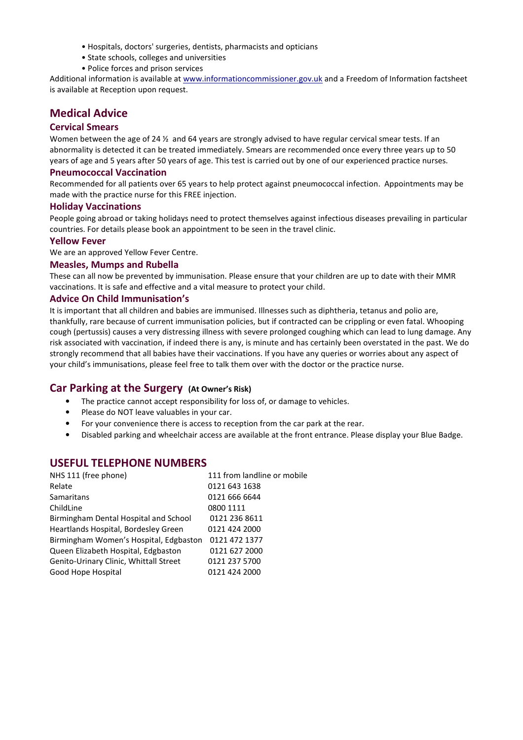- Hospitals, doctors' surgeries, dentists, pharmacists and opticians
- State schools, colleges and universities
- Police forces and prison services

Additional information is available at www.informationcommissioner.gov.uk and a Freedom of Information factsheet is available at Reception upon request.

## Medical Advice

### Cervical Smears

Women between the age of 24 ½ and 64 years are strongly advised to have regular cervical smear tests. If an abnormality is detected it can be treated immediately. Smears are recommended once every three years up to 50 years of age and 5 years after 50 years of age. This test is carried out by one of our experienced practice nurses.

### Pneumococcal Vaccination

Recommended for all patients over 65 years to help protect against pneumococcal infection. Appointments may be made with the practice nurse for this FREE injection.

### Holiday Vaccinations

People going abroad or taking holidays need to protect themselves against infectious diseases prevailing in particular countries. For details please book an appointment to be seen in the travel clinic.

### Yellow Fever

We are an approved Yellow Fever Centre.

### Measles, Mumps and Rubella

These can all now be prevented by immunisation. Please ensure that your children are up to date with their MMR vaccinations. It is safe and effective and a vital measure to protect your child.

### Advice On Child Immunisation's

It is important that all children and babies are immunised. Illnesses such as diphtheria, tetanus and polio are, thankfully, rare because of current immunisation policies, but if contracted can be crippling or even fatal. Whooping cough (pertussis) causes a very distressing illness with severe prolonged coughing which can lead to lung damage. Any risk associated with vaccination, if indeed there is any, is minute and has certainly been overstated in the past. We do strongly recommend that all babies have their vaccinations. If you have any queries or worries about any aspect of your child's immunisations, please feel free to talk them over with the doctor or the practice nurse.

## Car Parking at the Surgery **(At Owner's Risk)**

- The practice cannot accept responsibility for loss of, or damage to vehicles.
- Please do NOT leave valuables in your car.
- For your convenience there is access to reception from the car park at the rear.
- Disabled parking and wheelchair access are available at the front entrance. Please display your Blue Badge.

## USEFUL TELEPHONE NUMBERS

| | |
|---|---|
| NHS 111 (free phone) | 111 from landline or mobile |
| Relate | 0121 643 1638 |
| Samaritans | 0121 666 6644 |
| ChildLine | 0800 1111 |
| Birmingham Dental Hospital and School | 0121 236 8611 |
| Heartlands Hospital, Bordesley Green | 0121 424 2000 |
| Birmingham Women's Hospital, Edgbaston | 0121 472 1377 |
| Queen Elizabeth Hospital, Edgbaston | 0121 627 2000 |
| Genito-Urinary Clinic, Whittall Street | 0121 237 5700 |
| Good Hope Hospital | 0121 424 2000 |